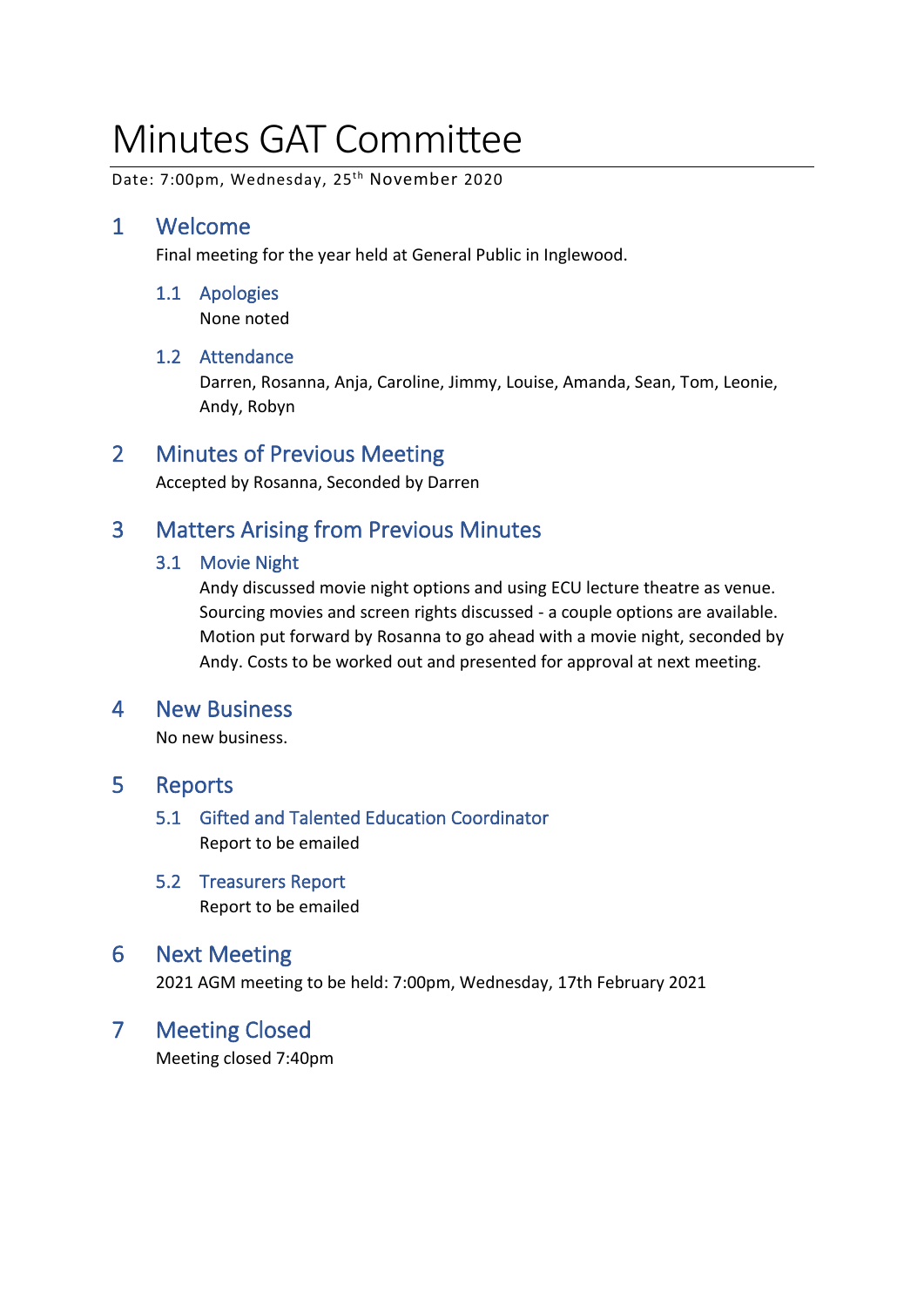# Minutes GAT Committee

Date: 7:00pm, Wednesday, 25th November 2020

## 1 Welcome

Final meeting for the year held at General Public in Inglewood.

### 1.1 Apologies

None noted

### 1.2 Attendance

Darren, Rosanna, Anja, Caroline, Jimmy, Louise, Amanda, Sean, Tom, Leonie, Andy, Robyn

## 2 Minutes of Previous Meeting

Accepted by Rosanna, Seconded by Darren

## 3 Matters Arising from Previous Minutes

### 3.1 Movie Night

Andy discussed movie night options and using ECU lecture theatre as venue. Sourcing movies and screen rights discussed - a couple options are available. Motion put forward by Rosanna to go ahead with a movie night, seconded by Andy. Costs to be worked out and presented for approval at next meeting.

## 4 New Business

No new business.

## 5 Reports

### 5.1 Gifted and Talented Education Coordinator

Report to be emailed

### 5.2 Treasurers Report

Report to be emailed

## 6 Next Meeting

2021 AGM meeting to be held: 7:00pm, Wednesday, 17th February 2021

## 7 Meeting Closed

Meeting closed 7:40pm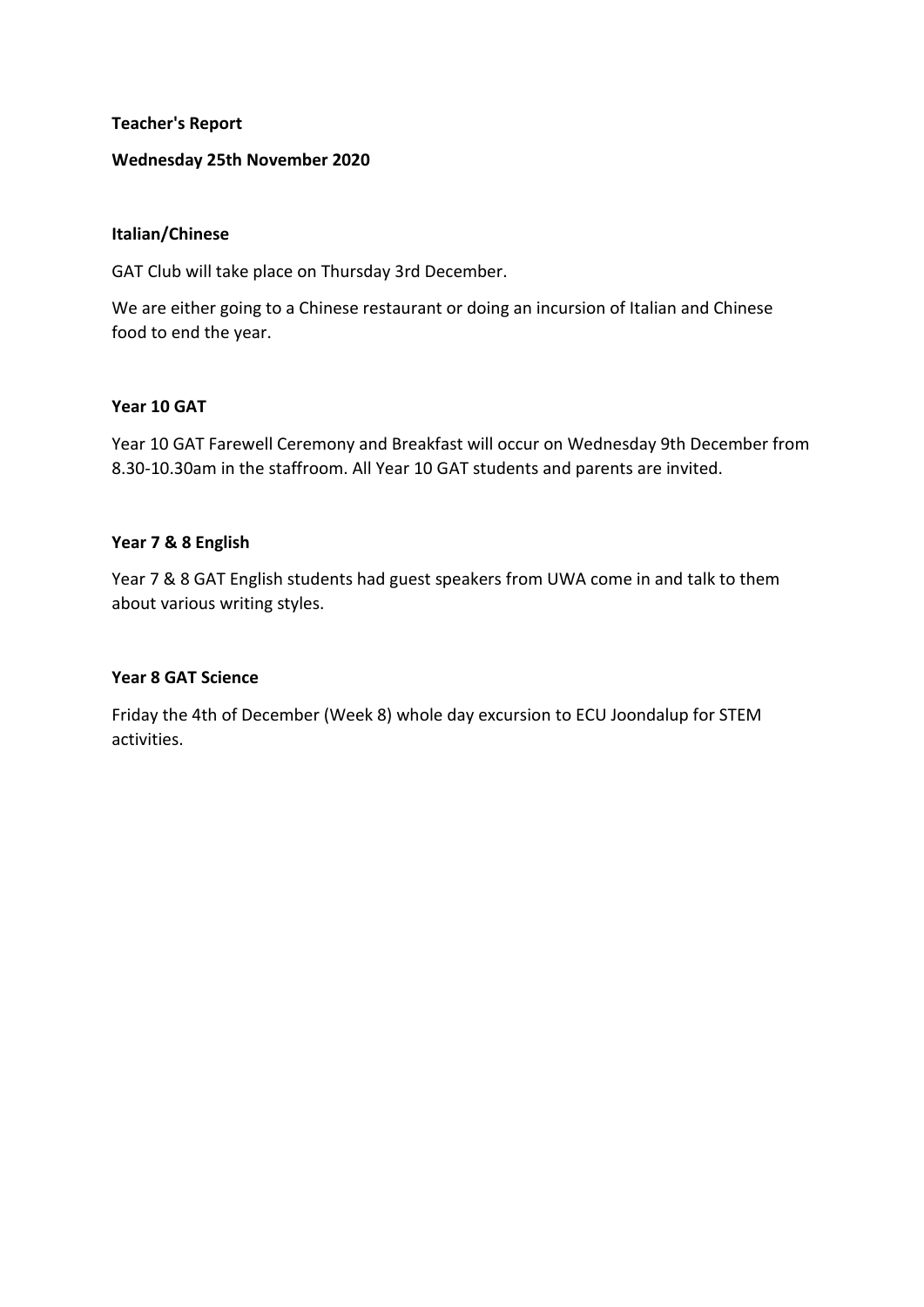**Teacher's Report**

**Wednesday 25th November 2020**

**Italian/Chinese**

GAT Club will take place on Thursday 3rd December.

We are either going to a Chinese restaurant or doing an incursion of Italian and Chinese food to end the year.

**Year 10 GAT**

Year 10 GAT Farewell Ceremony and Breakfast will occur on Wednesday 9th December from 8.30-10.30am in the staffroom. All Year 10 GAT students and parents are invited.

**Year 7 & 8 English**

Year 7 & 8 GAT English students had guest speakers from UWA come in and talk to them about various writing styles.

**Year 8 GAT Science**

Friday the 4th of December (Week 8) whole day excursion to ECU Joondalup for STEM activities.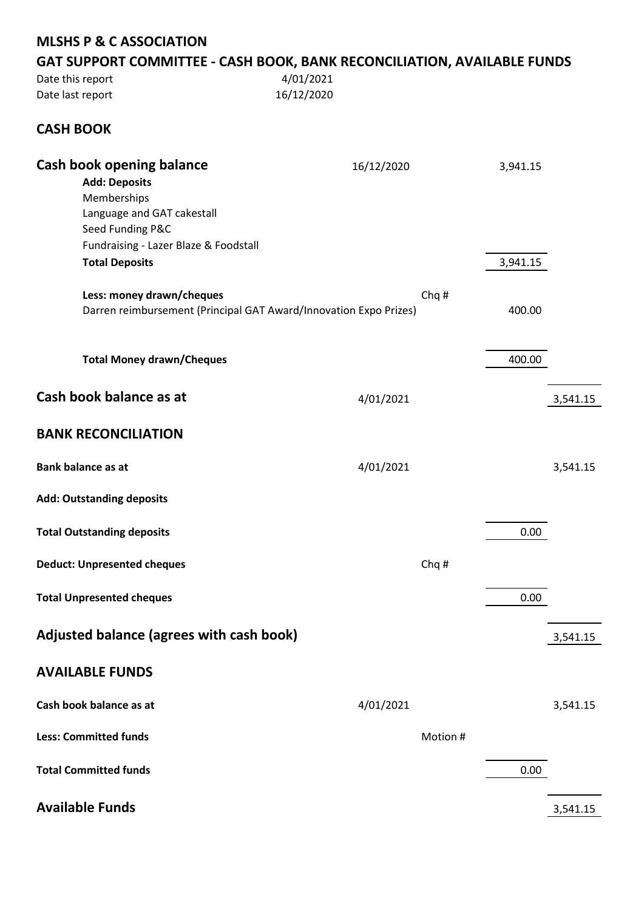## MLSHS P & C ASSOCIATION

## GAT SUPPORT COMMITTEE - CASH BOOK, BANK RECONCILIATION, AVAILABLE FUNDS

| | |
|---|---|
| Date this report | 4/01/2021 |
| Date last report | 16/12/2020 |

### CASH BOOK

| | | | | |
|---|---|---|---|---|
| **Cash book opening balance** | 16/12/2020 | | 3,941.15 | |
| **Add: Deposits** | | | | |
| Memberships | | | | |
| Language and GAT cakestall | | | | |
| Seed Funding P&C | | | | |
| Fundraising - Lazer Blaze & Foodstall | | | | |
| **Total Deposits** | | | 3,941.15 | |
| **Less: money drawn/cheques** | | Chq # | | |
| Darren reimbursement (Principal GAT Award/Innovation Expo Prizes) | | | 400.00 | |
| **Total Money drawn/Cheques** | | | 400.00 | |
| **Cash book balance as at** | 4/01/2021 | | | 3,541.15 |

### BANK RECONCILIATION

| | | | | |
|---|---|---|---|---|
| **Bank balance as at** | 4/01/2021 | | | 3,541.15 |
| **Add: Outstanding deposits** | | | | |
| **Total Outstanding deposits** | | | 0.00 | |
| **Deduct: Unpresented cheques** | | Chq # | | |
| **Total Unpresented cheques** | | | 0.00 | |
| **Adjusted balance (agrees with cash book)** | | | | 3,541.15 |

### AVAILABLE FUNDS

| | | | | |
|---|---|---|---|---|
| **Cash book balance as at** | 4/01/2021 | | | 3,541.15 |
| **Less: Committed funds** | | Motion # | | |
| **Total Committed funds** | | | 0.00 | |
| **Available Funds** | | | | 3,541.15 |